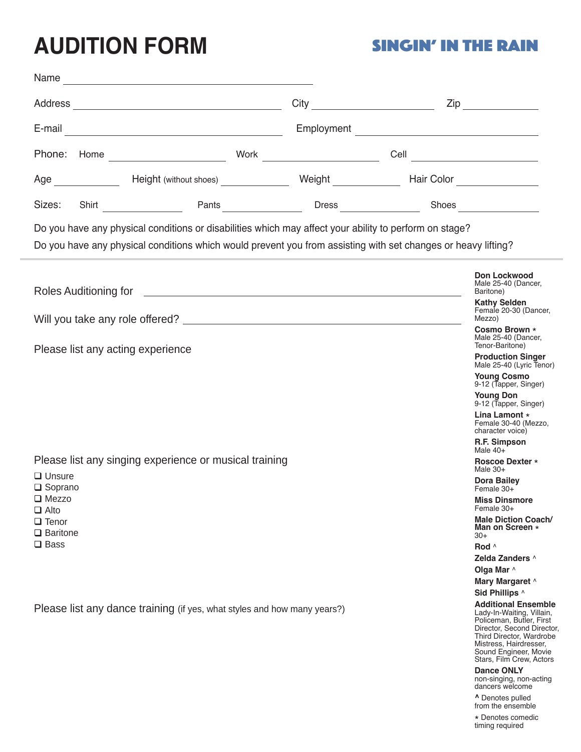# AUDITION FORM

## SINGIN' IN THE RAIN

Name ______________________________

Address ______________________ City ______________ Zip __________

E-mail ______________________ Employment ______________________

Phone: Home ______________ Work ______________ Cell ______________

Age ________ Height (without shoes) ________ Weight ________ Hair Color ________

Sizes: Shirt ________ Pants ________ Dress ________ Shoes ________

Do you have any physical conditions or disabilities which may affect your ability to perform on stage?

Do you have any physical conditions which would prevent you from assisting with set changes or heavy lifting?

---

Roles Auditioning for ______________________________

Will you take any role offered? ______________________________

Please list any acting experience

Please list any singing experience or musical training

- ❑ Unsure
- ❑ Soprano
- ❑ Mezzo
- ❑ Alto
- ❑ Tenor
- ❑ Baritone
- ❑ Bass

Please list any dance training (if yes, what styles and how many years?)

**Don Lockwood**
Male 25-40 (Dancer, Baritone)

**Kathy Selden**
Female 20-30 (Dancer, Mezzo)

**Cosmo Brown** *
Male 25-40 (Dancer, Tenor-Baritone)

**Production Singer**
Male 25-40 (Lyric Tenor)

**Young Cosmo**
9-12 (Tapper, Singer)

**Young Don**
9-12 (Tapper, Singer)

**Lina Lamont** *
Female 30-40 (Mezzo, character voice)

**R.F. Simpson**
Male 40+

**Roscoe Dexter** *
Male 30+

**Dora Bailey**
Female 30+

**Miss Dinsmore**
Female 30+

**Male Diction Coach/ Man on Screen** *
30+

**Rod** ^

**Zelda Zanders** ^

**Olga Mar** ^

**Mary Margaret** ^

**Sid Phillips** ^

**Additional Ensemble**
Lady-In-Waiting, Villain, Policeman, Butler, First Director, Second Director, Third Director, Wardrobe Mistress, Hairdresser, Sound Engineer, Movie Stars, Film Crew, Actors

**Dance ONLY**
non-singing, non-acting dancers welcome

^ Denotes pulled from the ensemble

* Denotes comedic timing required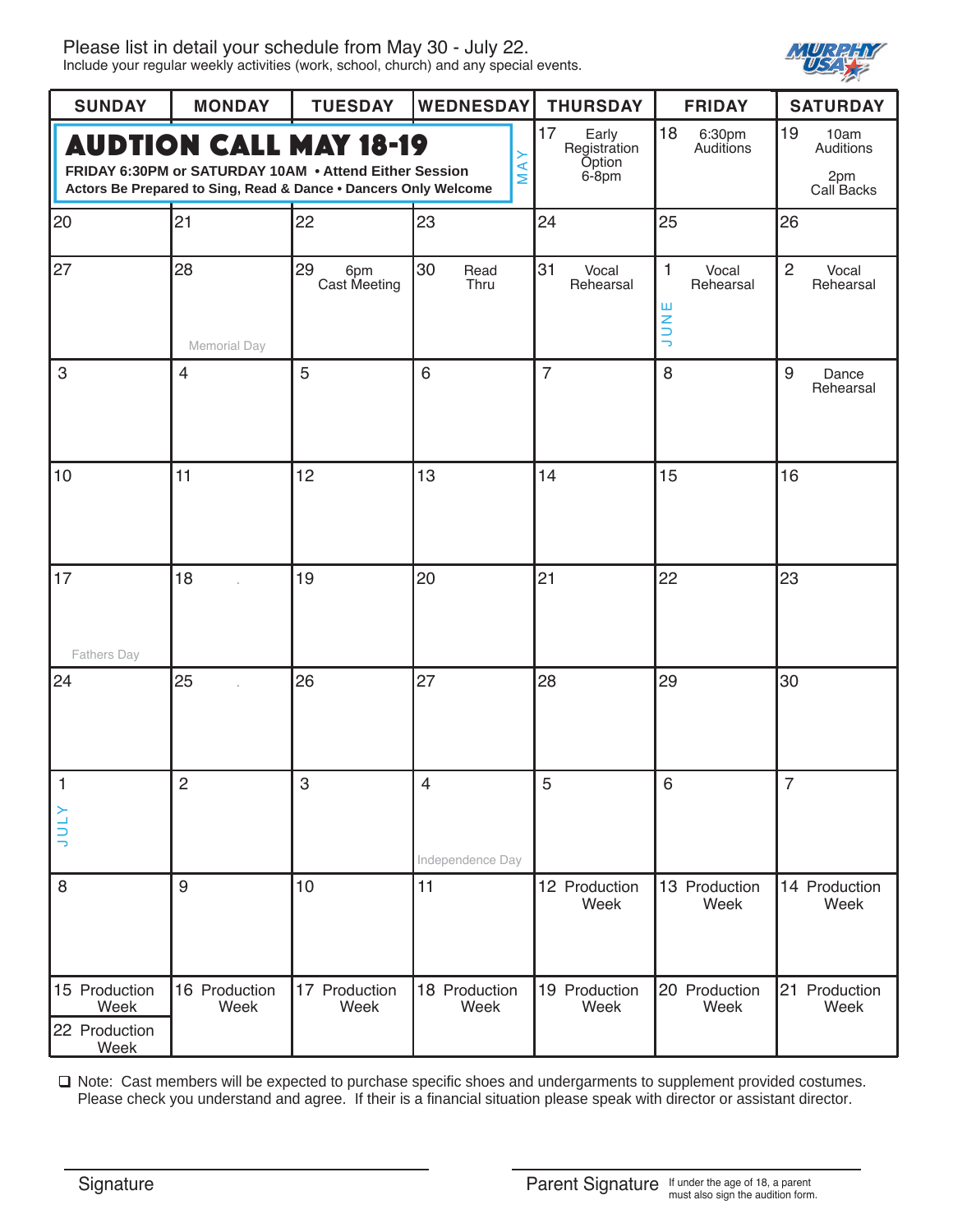Please list in detail your schedule from May 30 - July 22.
Include your regular weekly activities (work, school, church) and any special events.

| SUNDAY | MONDAY | TUESDAY | WEDNESDAY | THURSDAY | FRIDAY | SATURDAY |
|---|---|---|---|---|---|---|
| **AUDTION CALL MAY 18-19** FRIDAY 6:30PM or SATURDAY 10AM • Attend Either Session. Actors Be Prepared to Sing, Read & Dance • Dancers Only Welcome | | | MAY | 17 Early Registration Option 6-8pm | 18 6:30pm Auditions | 19 10am Auditions 2pm Call Backs |
| 20 | 21 | 22 | 23 | 24 | 25 | 26 |
| 27 | 28 Memorial Day | 29 6pm Cast Meeting | 30 Read Thru | 31 Vocal Rehearsal | 1 JUNE Vocal Rehearsal | 2 Vocal Rehearsal |
| 3 | 4 | 5 | 6 | 7 | 8 | 9 Dance Rehearsal |
| 10 | 11 | 12 | 13 | 14 | 15 | 16 |
| 17 Fathers Day | 18 | 19 | 20 | 21 | 22 | 23 |
| 24 | 25 | 26 | 27 | 28 | 29 | 30 |
| 1 JULY | 2 | 3 | 4 Independence Day | 5 | 6 | 7 |
| 8 | 9 | 10 | 11 | 12 Production Week | 13 Production Week | 14 Production Week |
| 15 Production Week / 22 Production Week | 16 Production Week | 17 Production Week | 18 Production Week | 19 Production Week | 20 Production Week | 21 Production Week |

❑ Note: Cast members will be expected to purchase specific shoes and undergarments to supplement provided costumes. Please check you understand and agree. If their is a financial situation please speak with director or assistant director.

Signature

Parent Signature If under the age of 18, a parent must also sign the audition form.